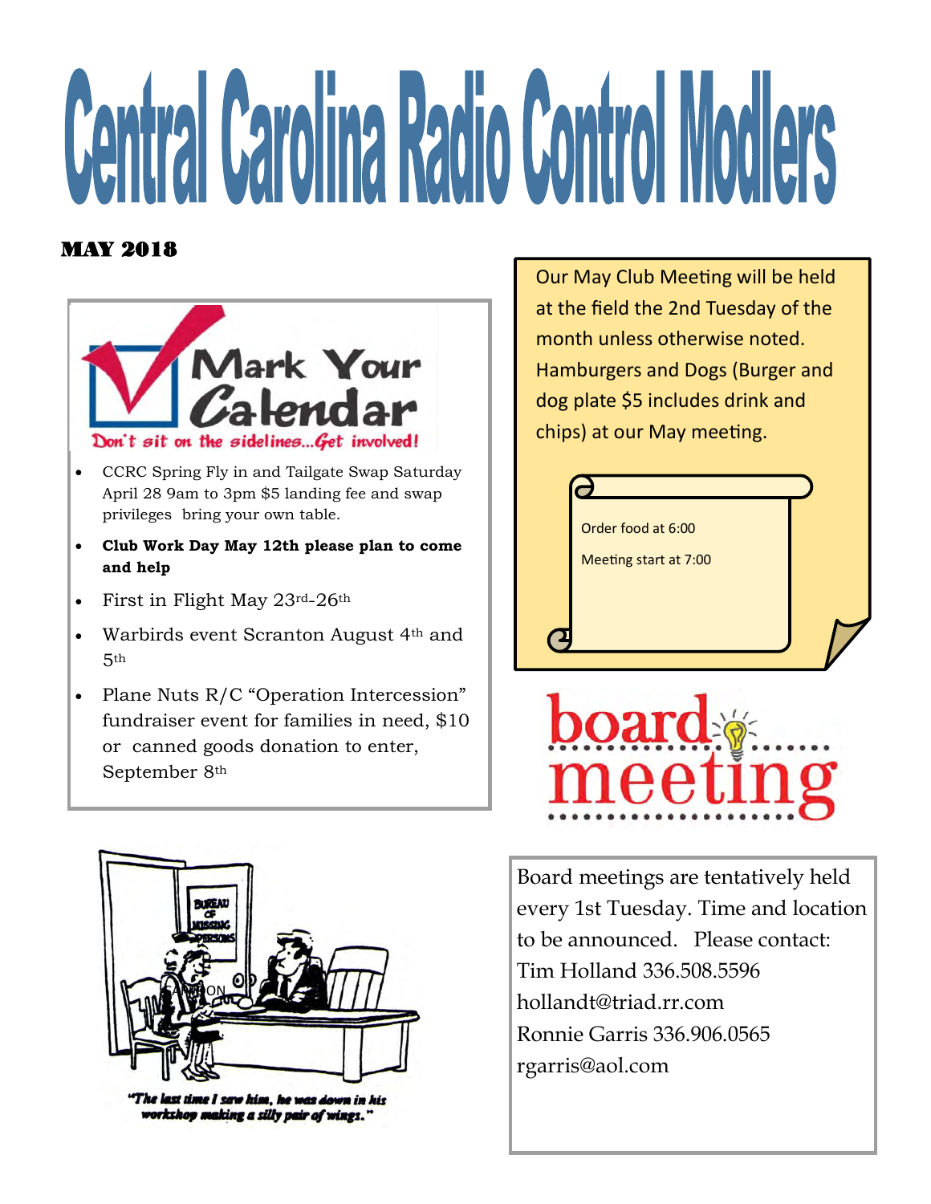# Central Carolina Radio Control Modlers

**MAY 2018**

## Mark Your Calendar

Don't sit on the sidelines...Get involved!

- CCRC Spring Fly in and Tailgate Swap Saturday April 28 9am to 3pm $5 landing fee and swap privileges bring your own table.
- **Club Work Day May 12th please plan to come and help**
- First in Flight May 23rd-26th
- Warbirds event Scranton August 4th and 5th
- Plane Nuts R/C "Operation Intercession" fundraiser event for families in need, $10 or canned goods donation to enter, September 8th

"The last time I saw him, he was down in his workshop making a silly pair of wings."

Our May Club Meeting will be held at the field the 2nd Tuesday of the month unless otherwise noted. Hamburgers and Dogs (Burger and dog plate $5 includes drink and chips) at our May meeting.

Order food at 6:00

Meeting start at 7:00

## board meeting

Board meetings are tentatively held every 1st Tuesday. Time and location to be announced. Please contact:
Tim Holland 336.508.5596
hollandt@triad.rr.com
Ronnie Garris 336.906.0565
rgarris@aol.com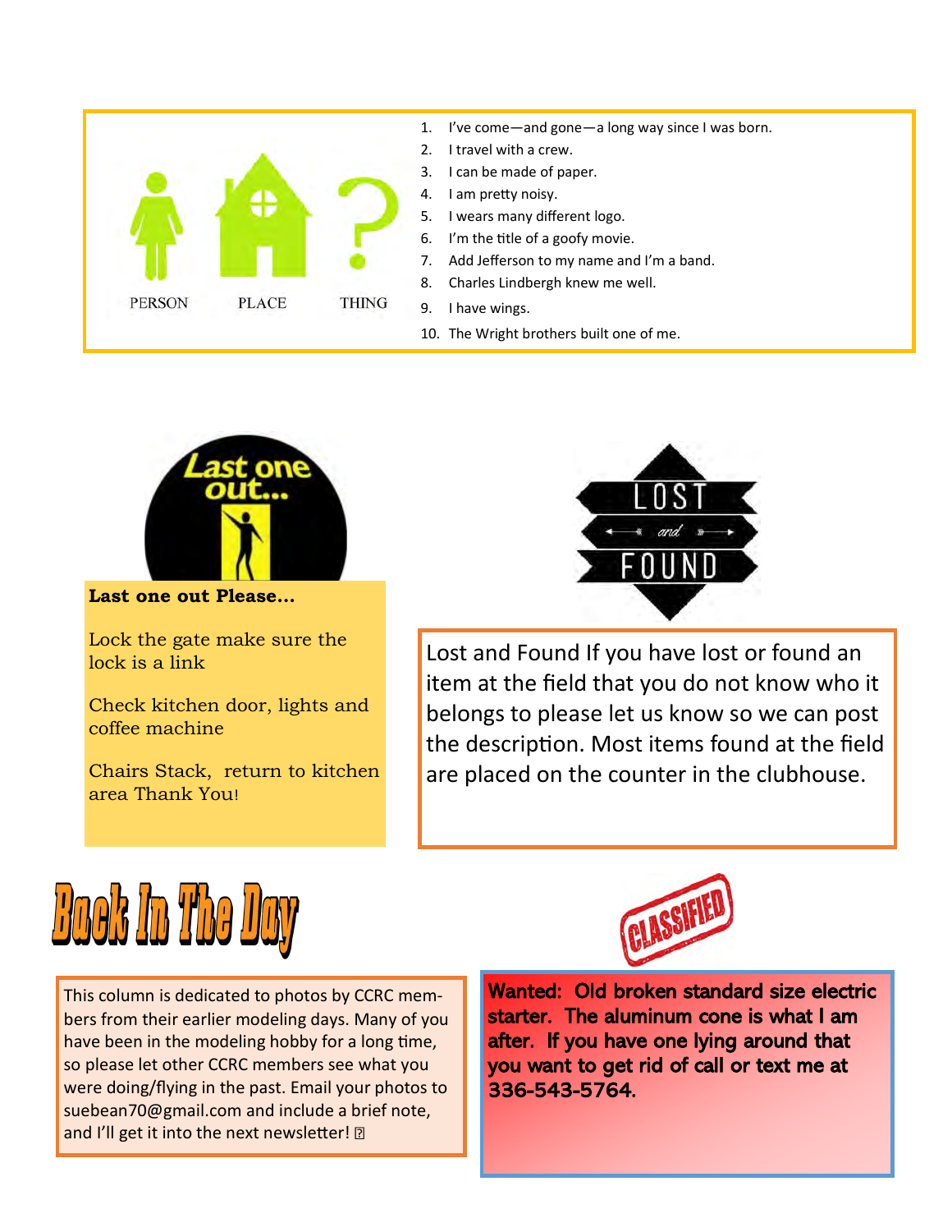PERSON PLACE THING

1. I've come—and gone—a long way since I was born.
2. I travel with a crew.
3. I can be made of paper.
4. I am pretty noisy.
5. I wears many different logo.
6. I'm the title of a goofy movie.
7. Add Jefferson to my name and I'm a band.
8. Charles Lindbergh knew me well.
9. I have wings.
10. The Wright brothers built one of me.

Last one out...

**Last one out Please…**

Lock the gate make sure the lock is a link

Check kitchen door, lights and coffee machine

Chairs Stack, return to kitchen area Thank You!

LOST and FOUND

Lost and Found If you have lost or found an item at the field that you do not know who it belongs to please let us know so we can post the description. Most items found at the field are placed on the counter in the clubhouse.

# Back In The Day

This column is dedicated to photos by CCRC members from their earlier modeling days. Many of you have been in the modeling hobby for a long time, so please let other CCRC members see what you were doing/flying in the past. Email your photos to suebean70@gmail.com and include a brief note, and I'll get it into the next newsletter!

CLASSIFIED

**Wanted: Old broken standard size electric starter. The aluminum cone is what I am after. If you have one lying around that you want to get rid of call or text me at 336-543-5764.**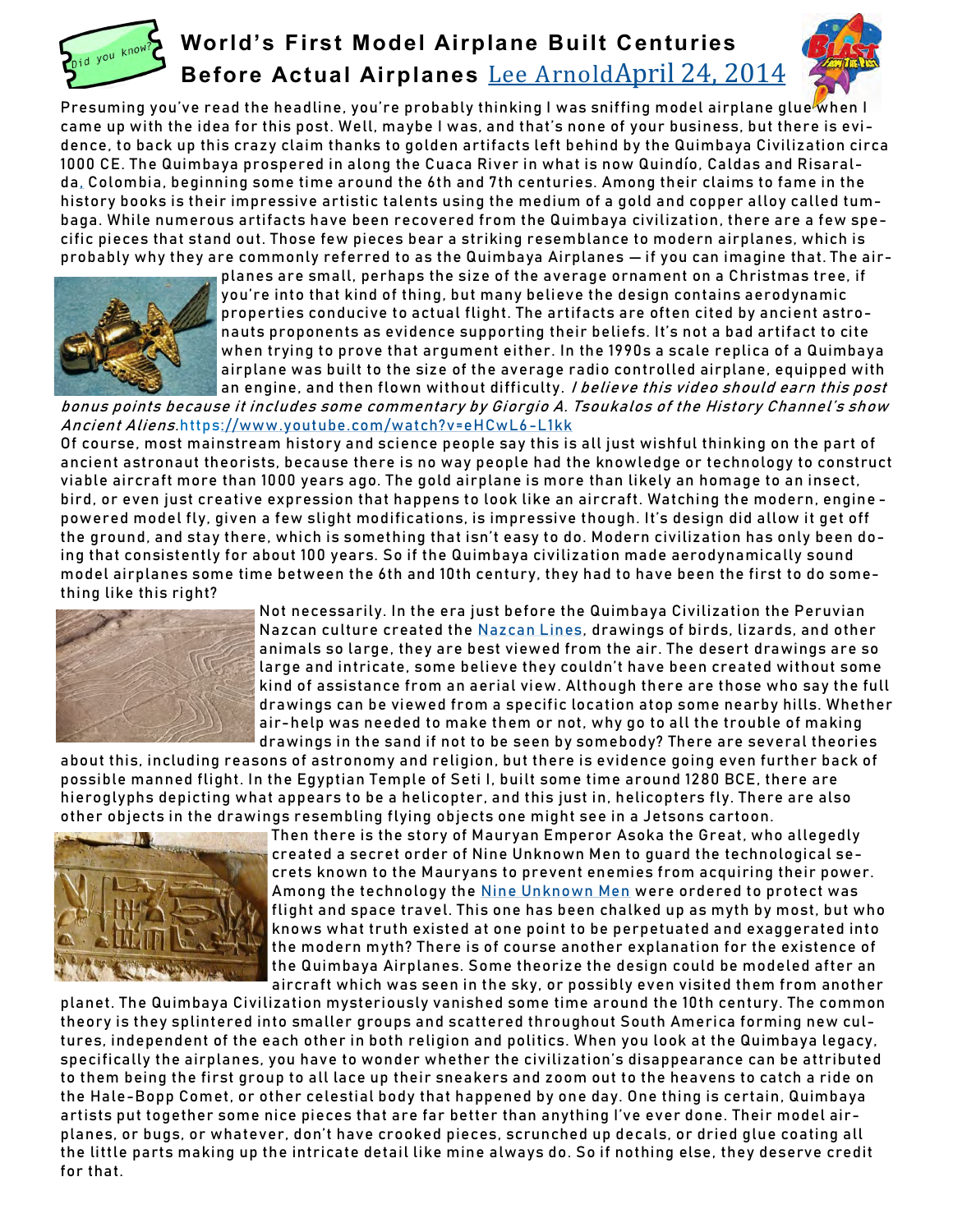Did you know?

# World's First Model Airplane Built Centuries Before Actual Airplanes

Lee Arnold April 24, 2014

Presuming you've read the headline, you're probably thinking I was sniffing model airplane glue when I came up with the idea for this post. Well, maybe I was, and that's none of your business, but there is evidence, to back up this crazy claim thanks to golden artifacts left behind by the Quimbaya Civilization circa 1000 CE. The Quimbaya prospered in along the Cuaca River in what is now Quindío, Caldas and Risaralda, Colombia, beginning some time around the 6th and 7th centuries. Among their claims to fame in the history books is their impressive artistic talents using the medium of a gold and copper alloy called tumbaga. While numerous artifacts have been recovered from the Quimbaya civilization, there are a few specific pieces that stand out. Those few pieces bear a striking resemblance to modern airplanes, which is probably why they are commonly referred to as the Quimbaya Airplanes — if you can imagine that. The airplanes are small, perhaps the size of the average ornament on a Christmas tree, if you're into that kind of thing, but many believe the design contains aerodynamic properties conducive to actual flight. The artifacts are often cited by ancient astronauts proponents as evidence supporting their beliefs. It's not a bad artifact to cite when trying to prove that argument either. In the 1990s a scale replica of a Quimbaya airplane was built to the size of the average radio controlled airplane, equipped with an engine, and then flown without difficulty. *I believe this video should earn this post bonus points because it includes some commentary by Giorgio A. Tsoukalos of the History Channel's show Ancient Aliens.* https://www.youtube.com/watch?v=eHCwL6-L1kk

Of course, most mainstream history and science people say this is all just wishful thinking on the part of ancient astronaut theorists, because there is no way people had the knowledge or technology to construct viable aircraft more than 1000 years ago. The gold airplane is more than likely an homage to an insect, bird, or even just creative expression that happens to look like an aircraft. Watching the modern, engine-powered model fly, given a few slight modifications, is impressive though. It's design did allow it get off the ground, and stay there, which is something that isn't easy to do. Modern civilization has only been doing that consistently for about 100 years. So if the Quimbaya civilization made aerodynamically sound model airplanes some time between the 6th and 10th century, they had to have been the first to do something like this right?

Not necessarily. In the era just before the Quimbaya Civilization the Peruvian Nazcan culture created the Nazcan Lines, drawings of birds, lizards, and other animals so large, they are best viewed from the air. The desert drawings are so large and intricate, some believe they couldn't have been created without some kind of assistance from an aerial view. Although there are those who say the full drawings can be viewed from a specific location atop some nearby hills. Whether air-help was needed to make them or not, why go to all the trouble of making drawings in the sand if not to be seen by somebody? There are several theories about this, including reasons of astronomy and religion, but there is evidence going even further back of possible manned flight. In the Egyptian Temple of Seti I, built some time around 1280 BCE, there are hieroglyphs depicting what appears to be a helicopter, and this just in, helicopters fly. There are also other objects in the drawings resembling flying objects one might see in a Jetsons cartoon.

Then there is the story of Mauryan Emperor Asoka the Great, who allegedly created a secret order of Nine Unknown Men to guard the technological secrets known to the Mauryans to prevent enemies from acquiring their power. Among the technology the Nine Unknown Men were ordered to protect was flight and space travel. This one has been chalked up as myth by most, but who knows what truth existed at one point to be perpetuated and exaggerated into the modern myth? There is of course another explanation for the existence of the Quimbaya Airplanes. Some theorize the design could be modeled after an aircraft which was seen in the sky, or possibly even visited them from another planet. The Quimbaya Civilization mysteriously vanished some time around the 10th century. The common theory is they splintered into smaller groups and scattered throughout South America forming new cultures, independent of the each other in both religion and politics. When you look at the Quimbaya legacy, specifically the airplanes, you have to wonder whether the civilization's disappearance can be attributed to them being the first group to all lace up their sneakers and zoom out to the heavens to catch a ride on the Hale-Bopp Comet, or other celestial body that happened by one day. One thing is certain, Quimbaya artists put together some nice pieces that are far better than anything I've ever done. Their model airplanes, or bugs, or whatever, don't have crooked pieces, scrunched up decals, or dried glue coating all the little parts making up the intricate detail like mine always do. So if nothing else, they deserve credit for that.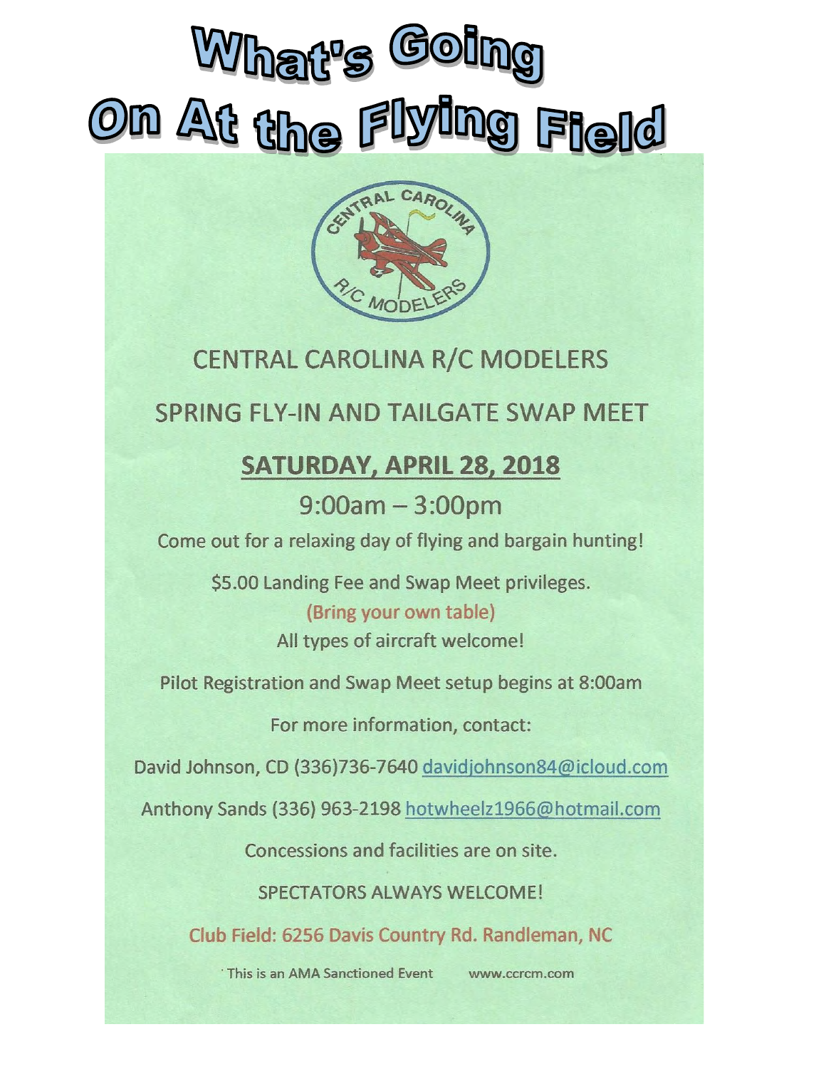# What's Going On At the Flying Field

CENTRAL CAROLINA R/C MODELERS

SPRING FLY-IN AND TAILGATE SWAP MEET

**SATURDAY, APRIL 28, 2018**

9:00am – 3:00pm

Come out for a relaxing day of flying and bargain hunting!

$5.00 Landing Fee and Swap Meet privileges.

(Bring your own table)

All types of aircraft welcome!

Pilot Registration and Swap Meet setup begins at 8:00am

For more information, contact:

David Johnson, CD (336)736-7640 davidjohnson84@icloud.com

Anthony Sands (336) 963-2198 hotwheelz1966@hotmail.com

Concessions and facilities are on site.

SPECTATORS ALWAYS WELCOME!

Club Field: 6256 Davis Country Rd. Randleman, NC

This is an AMA Sanctioned Event www.ccrcm.com